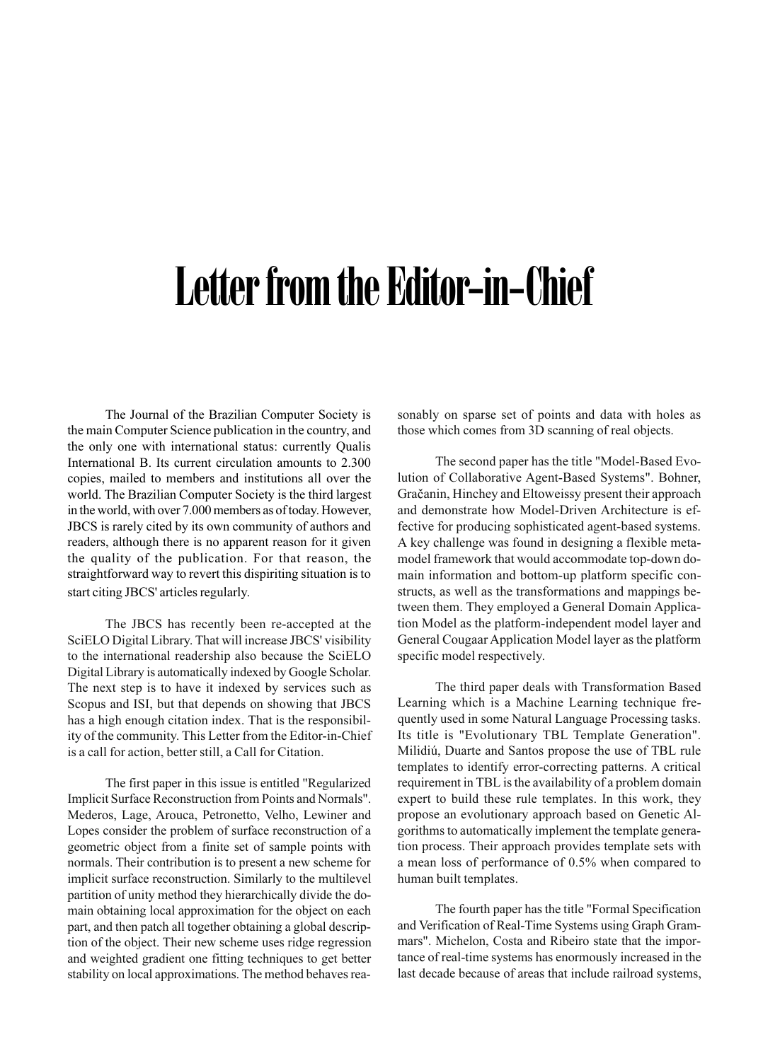# Letter from the Editor-in-Chief

The Journal of the Brazilian Computer Society is the main Computer Science publication in the country, and the only one with international status: currently Qualis International B. Its current circulation amounts to 2.300 copies, mailed to members and institutions all over the world. The Brazilian Computer Society is the third largest in the world, with over 7.000 members as of today. However, JBCS is rarely cited by its own community of authors and readers, although there is no apparent reason for it given the quality of the publication. For that reason, the straightforward way to revert this dispiriting situation is to start citing JBCS' articles regularly.

The JBCS has recently been re-accepted at the SciELO Digital Library. That will increase JBCS' visibility to the international readership also because the SciELO Digital Library is automatically indexed by Google Scholar. The next step is to have it indexed by services such as Scopus and ISI, but that depends on showing that JBCS has a high enough citation index. That is the responsibility of the community. This Letter from the Editor-in-Chief is a call for action, better still, a Call for Citation.

The first paper in this issue is entitled "Regularized Implicit Surface Reconstruction from Points and Normals". Mederos, Lage, Arouca, Petronetto, Velho, Lewiner and Lopes consider the problem of surface reconstruction of a geometric object from a finite set of sample points with normals. Their contribution is to present a new scheme for implicit surface reconstruction. Similarly to the multilevel partition of unity method they hierarchically divide the domain obtaining local approximation for the object on each part, and then patch all together obtaining a global description of the object. Their new scheme uses ridge regression and weighted gradient one fitting techniques to get better stability on local approximations. The method behaves reasonably on sparse set of points and data with holes as those which comes from 3D scanning of real objects.

The second paper has the title "Model-Based Evolution of Collaborative Agent-Based Systems". Bohner, Gračanin, Hinchey and Eltoweissy present their approach and demonstrate how Model-Driven Architecture is effective for producing sophisticated agent-based systems. A key challenge was found in designing a flexible metamodel framework that would accommodate top-down domain information and bottom-up platform specific constructs, as well as the transformations and mappings between them. They employed a General Domain Application Model as the platform-independent model layer and General Cougaar Application Model layer as the platform specific model respectively.

The third paper deals with Transformation Based Learning which is a Machine Learning technique frequently used in some Natural Language Processing tasks. Its title is "Evolutionary TBL Template Generation". Milidiú, Duarte and Santos propose the use of TBL rule templates to identify error-correcting patterns. A critical requirement in TBL is the availability of a problem domain expert to build these rule templates. In this work, they propose an evolutionary approach based on Genetic Algorithms to automatically implement the template generation process. Their approach provides template sets with a mean loss of performance of 0.5% when compared to human built templates.

The fourth paper has the title "Formal Specification and Verification of Real-Time Systems using Graph Grammars". Michelon, Costa and Ribeiro state that the importance of real-time systems has enormously increased in the last decade because of areas that include railroad systems,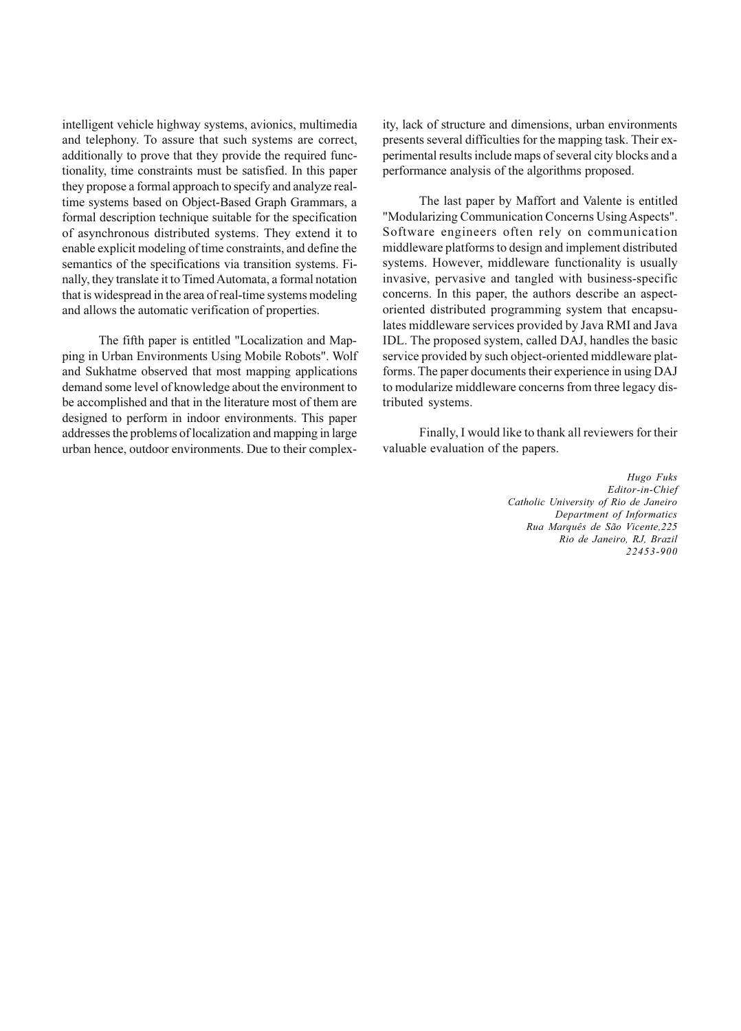intelligent vehicle highway systems, avionics, multimedia and telephony. To assure that such systems are correct, additionally to prove that they provide the required functionality, time constraints must be satisfied. In this paper they propose a formal approach to specify and analyze real-time systems based on Object-Based Graph Grammars, a formal description technique suitable for the specification of asynchronous distributed systems. They extend it to enable explicit modeling of time constraints, and define the semantics of the specifications via transition systems. Finally, they translate it to Timed Automata, a formal notation that is widespread in the area of real-time systems modeling and allows the automatic verification of properties.

The fifth paper is entitled "Localization and Mapping in Urban Environments Using Mobile Robots". Wolf and Sukhatme observed that most mapping applications demand some level of knowledge about the environment to be accomplished and that in the literature most of them are designed to perform in indoor environments. This paper addresses the problems of localization and mapping in large urban hence, outdoor environments. Due to their complexity, lack of structure and dimensions, urban environments presents several difficulties for the mapping task. Their experimental results include maps of several city blocks and a performance analysis of the algorithms proposed.

The last paper by Maffort and Valente is entitled "Modularizing Communication Concerns Using Aspects". Software engineers often rely on communication middleware platforms to design and implement distributed systems. However, middleware functionality is usually invasive, pervasive and tangled with business-specific concerns. In this paper, the authors describe an aspect-oriented distributed programming system that encapsulates middleware services provided by Java RMI and Java IDL. The proposed system, called DAJ, handles the basic service provided by such object-oriented middleware platforms. The paper documents their experience in using DAJ to modularize middleware concerns from three legacy distributed systems.

Finally, I would like to thank all reviewers for their valuable evaluation of the papers.

*Hugo Fuks*
*Editor-in-Chief*
*Catholic University of Rio de Janeiro*
*Department of Informatics*
*Rua Marquês de São Vicente,225*
*Rio de Janeiro, RJ, Brazil*
*22453-900*